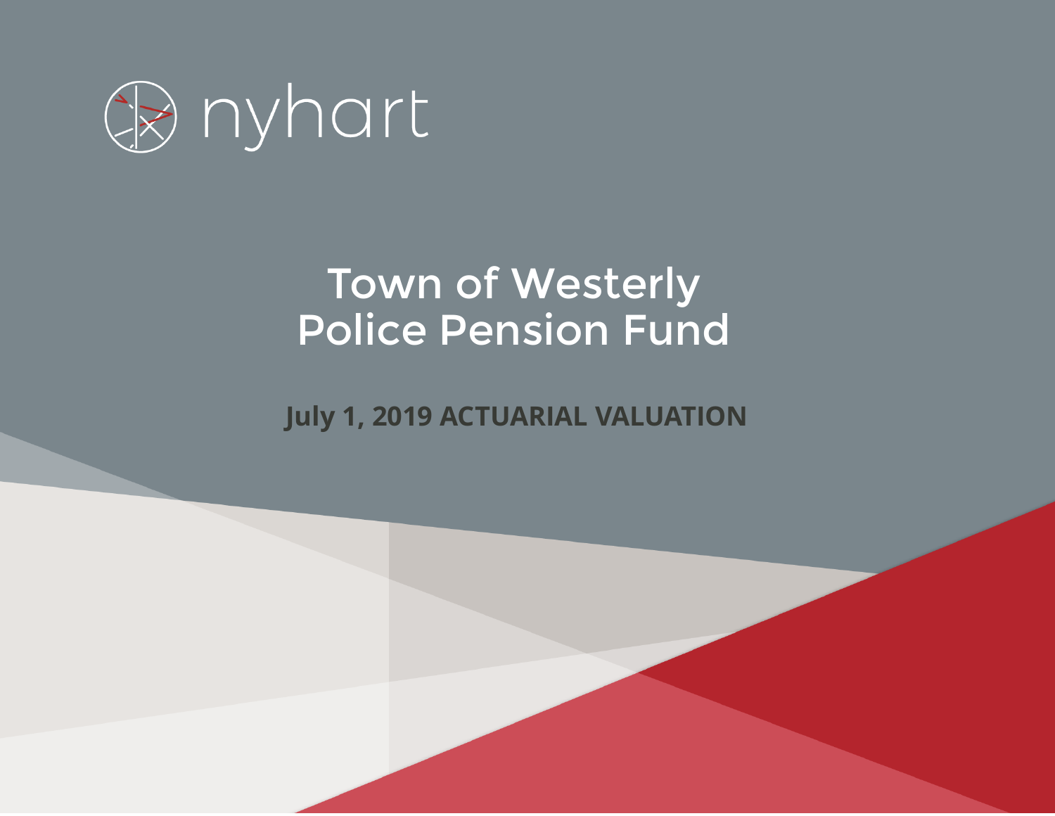nyhart

# Town of Westerly Police Pension Fund

**July 1, 2019 ACTUARIAL VALUATION**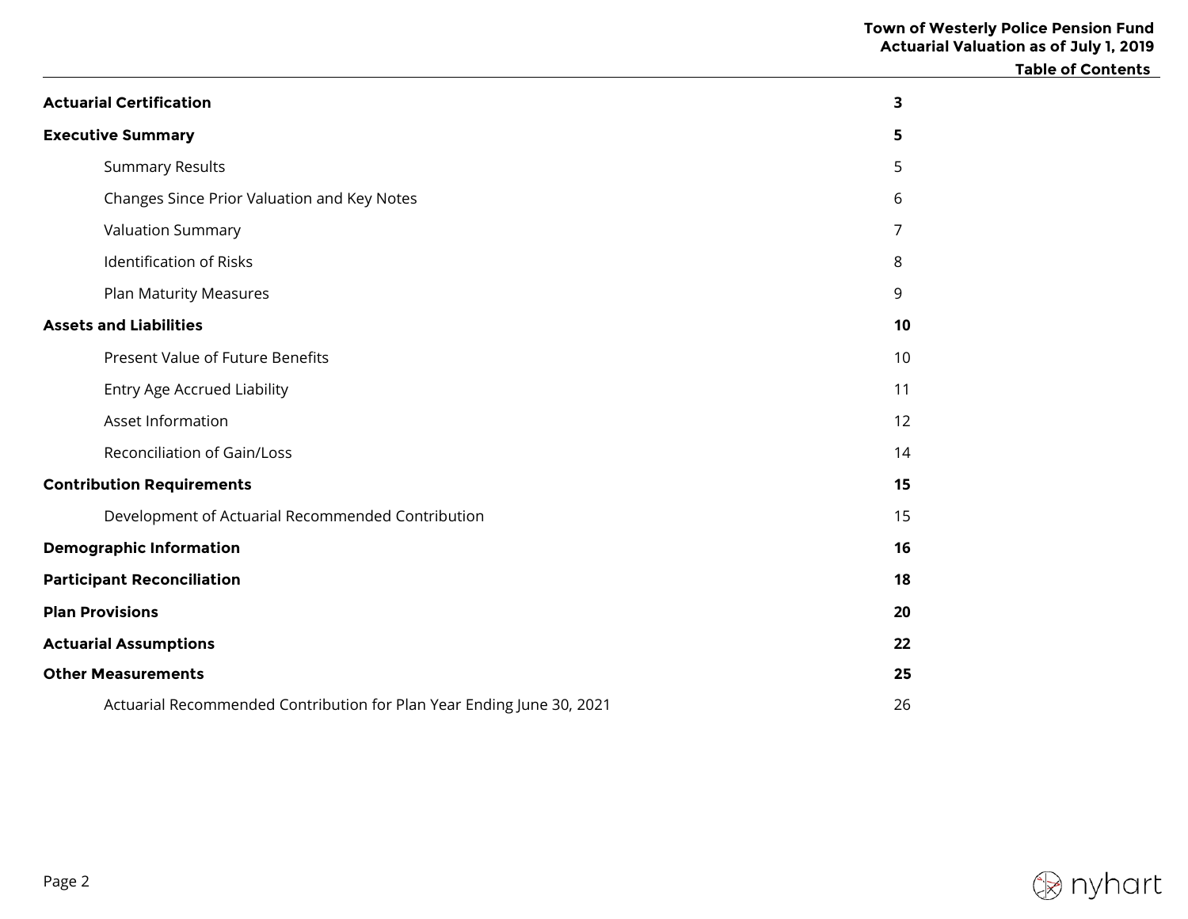# Table of Contents

| | |
|---|---|
| **Actuarial Certification** | **3** |
| **Executive Summary** | **5** |
| Summary Results | 5 |
| Changes Since Prior Valuation and Key Notes | 6 |
| Valuation Summary | 7 |
| Identification of Risks | 8 |
| Plan Maturity Measures | 9 |
| **Assets and Liabilities** | **10** |
| Present Value of Future Benefits | 10 |
| Entry Age Accrued Liability | 11 |
| Asset Information | 12 |
| Reconciliation of Gain/Loss | 14 |
| **Contribution Requirements** | **15** |
| Development of Actuarial Recommended Contribution | 15 |
| **Demographic Information** | **16** |
| **Participant Reconciliation** | **18** |
| **Plan Provisions** | **20** |
| **Actuarial Assumptions** | **22** |
| **Other Measurements** | **25** |
| Actuarial Recommended Contribution for Plan Year Ending June 30, 2021 | 26 |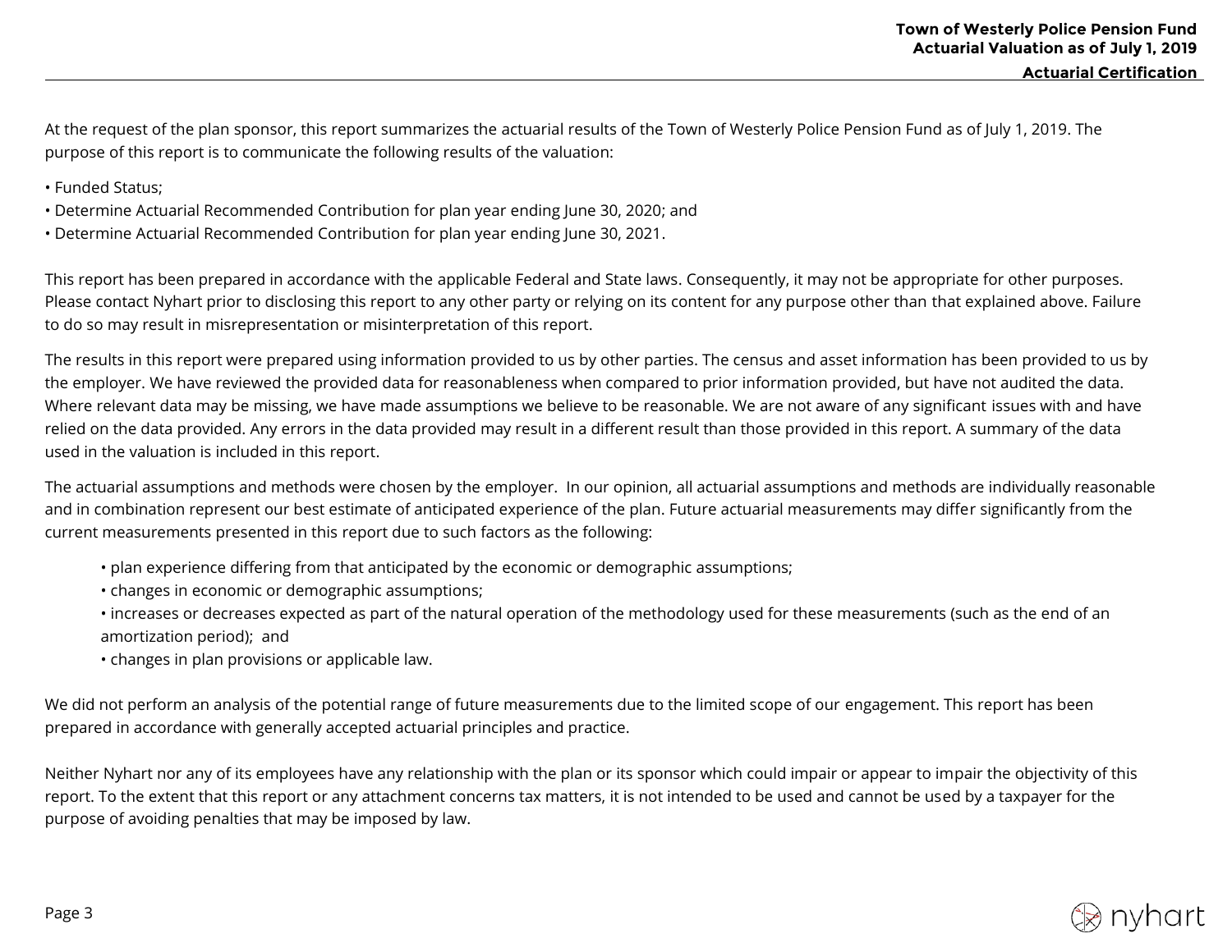At the request of the plan sponsor, this report summarizes the actuarial results of the Town of Westerly Police Pension Fund as of July 1, 2019. The purpose of this report is to communicate the following results of the valuation:

- Funded Status;
- Determine Actuarial Recommended Contribution for plan year ending June 30, 2020; and
- Determine Actuarial Recommended Contribution for plan year ending June 30, 2021.

This report has been prepared in accordance with the applicable Federal and State laws. Consequently, it may not be appropriate for other purposes. Please contact Nyhart prior to disclosing this report to any other party or relying on its content for any purpose other than that explained above. Failure to do so may result in misrepresentation or misinterpretation of this report.

The results in this report were prepared using information provided to us by other parties. The census and asset information has been provided to us by the employer. We have reviewed the provided data for reasonableness when compared to prior information provided, but have not audited the data. Where relevant data may be missing, we have made assumptions we believe to be reasonable. We are not aware of any significant issues with and have relied on the data provided. Any errors in the data provided may result in a different result than those provided in this report. A summary of the data used in the valuation is included in this report.

The actuarial assumptions and methods were chosen by the employer. In our opinion, all actuarial assumptions and methods are individually reasonable and in combination represent our best estimate of anticipated experience of the plan. Future actuarial measurements may differ significantly from the current measurements presented in this report due to such factors as the following:

- plan experience differing from that anticipated by the economic or demographic assumptions;
- changes in economic or demographic assumptions;
- increases or decreases expected as part of the natural operation of the methodology used for these measurements (such as the end of an amortization period); and
- changes in plan provisions or applicable law.

We did not perform an analysis of the potential range of future measurements due to the limited scope of our engagement. This report has been prepared in accordance with generally accepted actuarial principles and practice.

Neither Nyhart nor any of its employees have any relationship with the plan or its sponsor which could impair or appear to impair the objectivity of this report. To the extent that this report or any attachment concerns tax matters, it is not intended to be used and cannot be used by a taxpayer for the purpose of avoiding penalties that may be imposed by law.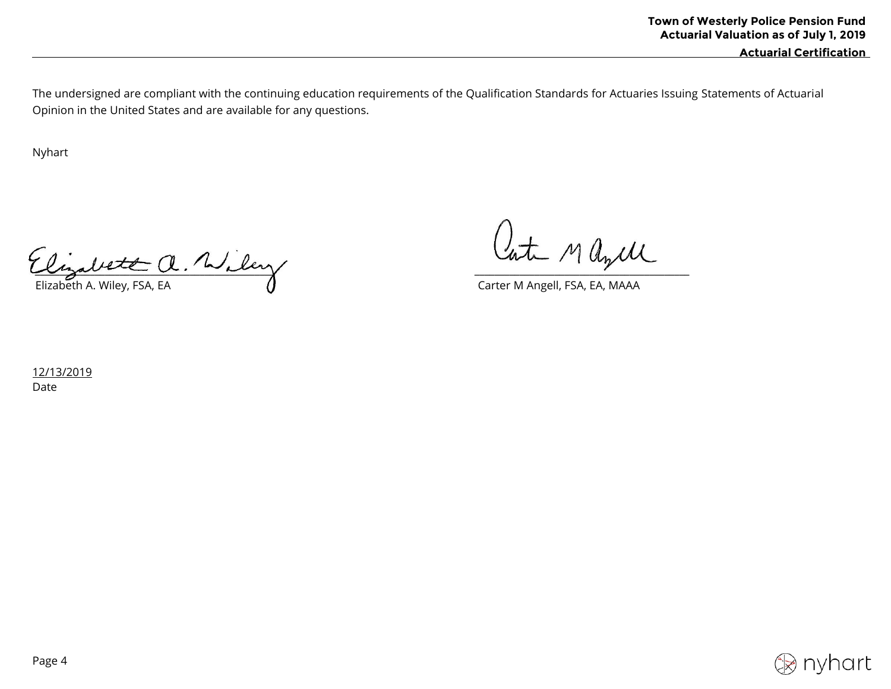The undersigned are compliant with the continuing education requirements of the Qualification Standards for Actuaries Issuing Statements of Actuarial Opinion in the United States and are available for any questions.

Nyhart

Elizabeth A. Wiley, FSA, EA

Carter M Angell, FSA, EA, MAAA

12/13/2019
Date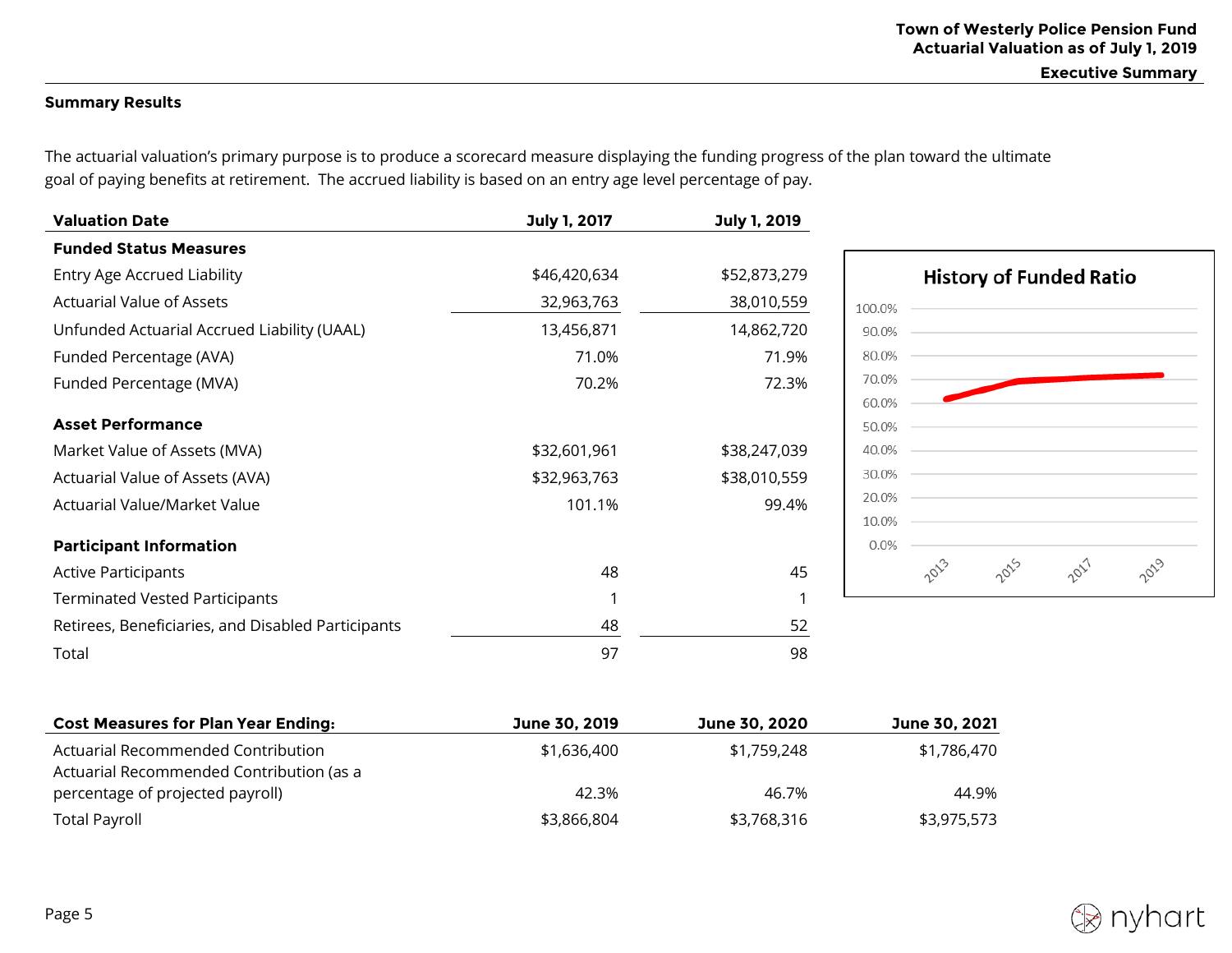## Summary Results

The actuarial valuation's primary purpose is to produce a scorecard measure displaying the funding progress of the plan toward the ultimate goal of paying benefits at retirement. The accrued liability is based on an entry age level percentage of pay.

| Valuation Date | July 1, 2017 | July 1, 2019 |
|---|---|---|
| **Funded Status Measures** | | |
| Entry Age Accrued Liability | $46,420,634 | $52,873,279 |
| Actuarial Value of Assets | 32,963,763 | 38,010,559 |
| Unfunded Actuarial Accrued Liability (UAAL) | 13,456,871 | 14,862,720 |
| Funded Percentage (AVA) | 71.0% | 71.9% |
| Funded Percentage (MVA) | 70.2% | 72.3% |
| **Asset Performance** | | |
| Market Value of Assets (MVA) | $32,601,961 | $38,247,039 |
| Actuarial Value of Assets (AVA) | $32,963,763 | $38,010,559 |
| Actuarial Value/Market Value | 101.1% | 99.4% |
| **Participant Information** | | |
| Active Participants | 48 | 45 |
| Terminated Vested Participants | 1 | 1 |
| Retirees, Beneficiaries, and Disabled Participants | 48 | 52 |
| Total | 97 | 98 |

**History of Funded Ratio**

| Cost Measures for Plan Year Ending: | June 30, 2019 | June 30, 2020 | June 30, 2021 |
|---|---|---|---|
| Actuarial Recommended Contribution | $1,636,400 | $1,759,248 | $1,786,470 |
| Actuarial Recommended Contribution (as a percentage of projected payroll) | 42.3% | 46.7% | 44.9% |
| Total Payroll | $3,866,804 | $3,768,316 | $3,975,573 |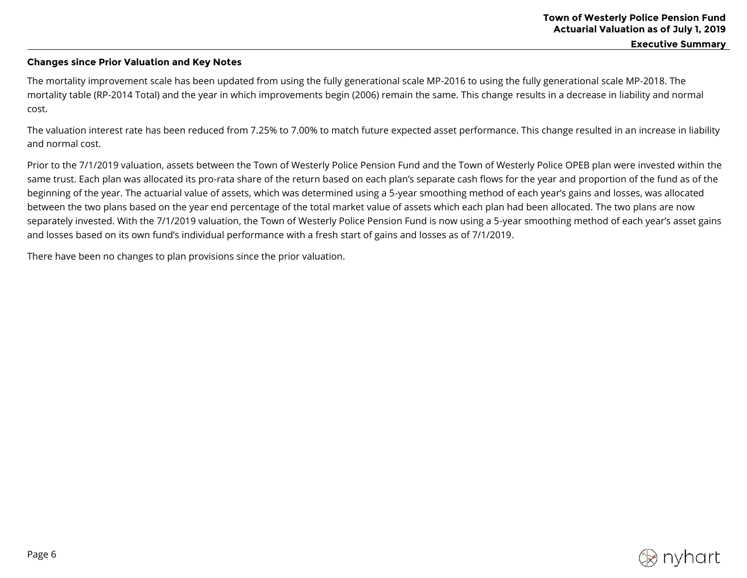## Changes since Prior Valuation and Key Notes

The mortality improvement scale has been updated from using the fully generational scale MP-2016 to using the fully generational scale MP-2018. The mortality table (RP-2014 Total) and the year in which improvements begin (2006) remain the same. This change results in a decrease in liability and normal cost.

The valuation interest rate has been reduced from 7.25% to 7.00% to match future expected asset performance. This change resulted in an increase in liability and normal cost.

Prior to the 7/1/2019 valuation, assets between the Town of Westerly Police Pension Fund and the Town of Westerly Police OPEB plan were invested within the same trust. Each plan was allocated its pro-rata share of the return based on each plan's separate cash flows for the year and proportion of the fund as of the beginning of the year. The actuarial value of assets, which was determined using a 5-year smoothing method of each year's gains and losses, was allocated between the two plans based on the year end percentage of the total market value of assets which each plan had been allocated. The two plans are now separately invested. With the 7/1/2019 valuation, the Town of Westerly Police Pension Fund is now using a 5-year smoothing method of each year's asset gains and losses based on its own fund's individual performance with a fresh start of gains and losses as of 7/1/2019.

There have been no changes to plan provisions since the prior valuation.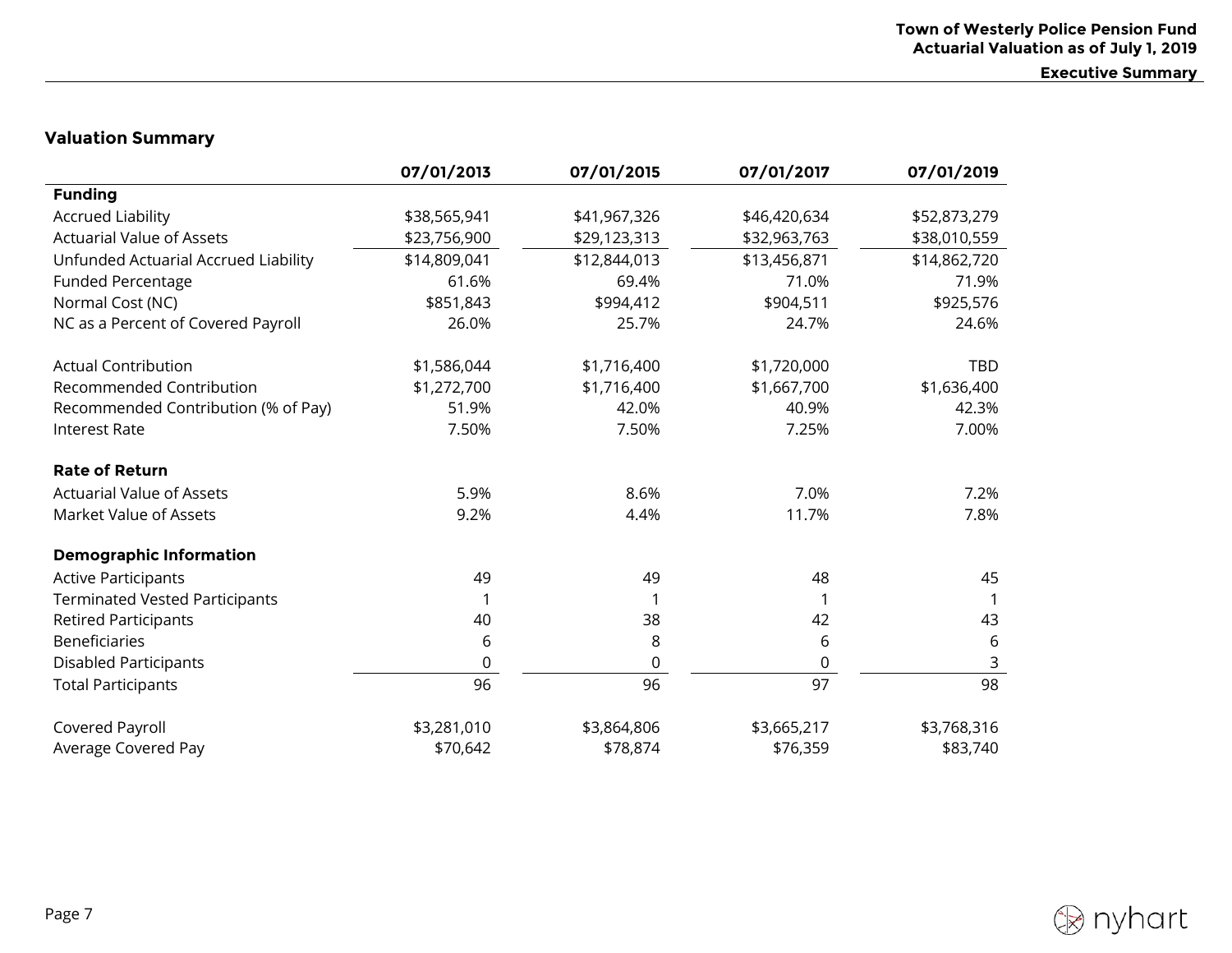## Valuation Summary

| | 07/01/2013 | 07/01/2015 | 07/01/2017 | 07/01/2019 |
|---|---|---|---|---|
| **Funding** | | | | |
| Accrued Liability | $38,565,941 | $41,967,326 | $46,420,634 | $52,873,279 |
| Actuarial Value of Assets | $23,756,900 | $29,123,313 | $32,963,763 | $38,010,559 |
| Unfunded Actuarial Accrued Liability | $14,809,041 | $12,844,013 | $13,456,871 | $14,862,720 |
| Funded Percentage | 61.6% | 69.4% | 71.0% | 71.9% |
| Normal Cost (NC) | $851,843 | $994,412 | $904,511 | $925,576 |
| NC as a Percent of Covered Payroll | 26.0% | 25.7% | 24.7% | 24.6% |
| | | | | |
| Actual Contribution | $1,586,044 | $1,716,400 | $1,720,000 | TBD |
| Recommended Contribution | $1,272,700 | $1,716,400 | $1,667,700 | $1,636,400 |
| Recommended Contribution (% of Pay) | 51.9% | 42.0% | 40.9% | 42.3% |
| Interest Rate | 7.50% | 7.50% | 7.25% | 7.00% |
| | | | | |
| **Rate of Return** | | | | |
| Actuarial Value of Assets | 5.9% | 8.6% | 7.0% | 7.2% |
| Market Value of Assets | 9.2% | 4.4% | 11.7% | 7.8% |
| | | | | |
| **Demographic Information** | | | | |
| Active Participants | 49 | 49 | 48 | 45 |
| Terminated Vested Participants | 1 | 1 | 1 | 1 |
| Retired Participants | 40 | 38 | 42 | 43 |
| Beneficiaries | 6 | 8 | 6 | 6 |
| Disabled Participants | 0 | 0 | 0 | 3 |
| Total Participants | 96 | 96 | 97 | 98 |
| | | | | |
| Covered Payroll | $3,281,010 | $3,864,806 | $3,665,217 | $3,768,316 |
| Average Covered Pay | $70,642 | $78,874 | $76,359 | $83,740 |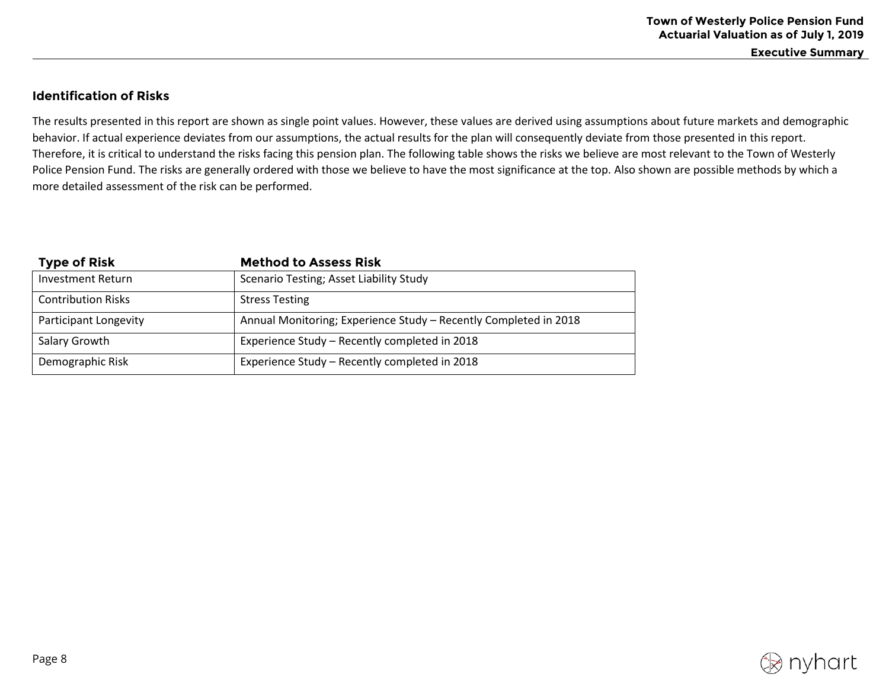## Identification of Risks

The results presented in this report are shown as single point values. However, these values are derived using assumptions about future markets and demographic behavior. If actual experience deviates from our assumptions, the actual results for the plan will consequently deviate from those presented in this report. Therefore, it is critical to understand the risks facing this pension plan. The following table shows the risks we believe are most relevant to the Town of Westerly Police Pension Fund. The risks are generally ordered with those we believe to have the most significance at the top. Also shown are possible methods by which a more detailed assessment of the risk can be performed.

| Type of Risk | Method to Assess Risk |
|---|---|
| Investment Return | Scenario Testing; Asset Liability Study |
| Contribution Risks | Stress Testing |
| Participant Longevity | Annual Monitoring; Experience Study – Recently Completed in 2018 |
| Salary Growth | Experience Study – Recently completed in 2018 |
| Demographic Risk | Experience Study – Recently completed in 2018 |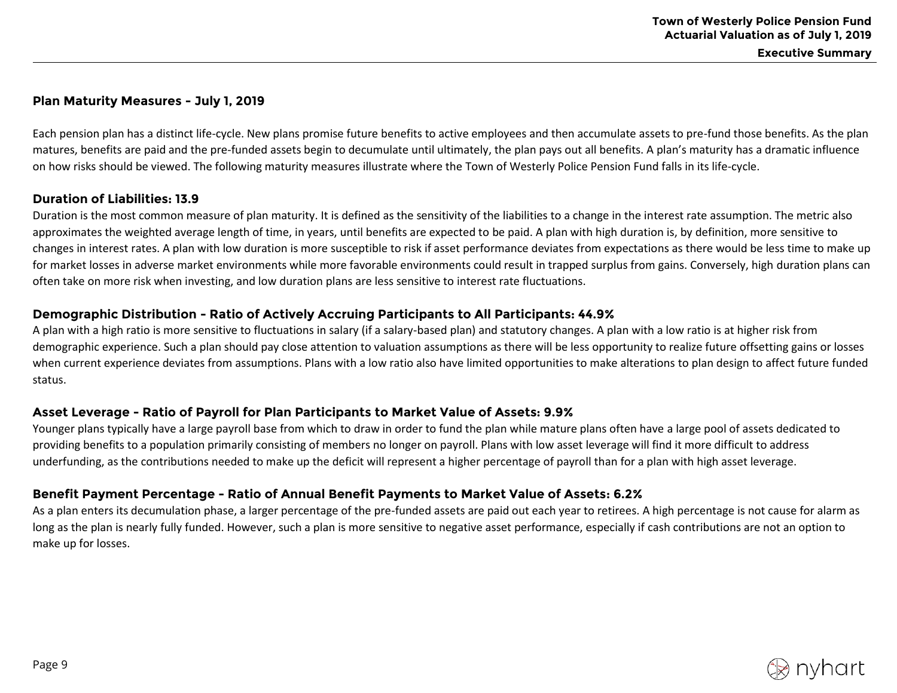## Plan Maturity Measures – July 1, 2019

Each pension plan has a distinct life-cycle. New plans promise future benefits to active employees and then accumulate assets to pre-fund those benefits. As the plan matures, benefits are paid and the pre-funded assets begin to decumulate until ultimately, the plan pays out all benefits. A plan's maturity has a dramatic influence on how risks should be viewed. The following maturity measures illustrate where the Town of Westerly Police Pension Fund falls in its life-cycle.

### Duration of Liabilities: 13.9

Duration is the most common measure of plan maturity. It is defined as the sensitivity of the liabilities to a change in the interest rate assumption. The metric also approximates the weighted average length of time, in years, until benefits are expected to be paid. A plan with high duration is, by definition, more sensitive to changes in interest rates. A plan with low duration is more susceptible to risk if asset performance deviates from expectations as there would be less time to make up for market losses in adverse market environments while more favorable environments could result in trapped surplus from gains. Conversely, high duration plans can often take on more risk when investing, and low duration plans are less sensitive to interest rate fluctuations.

### Demographic Distribution – Ratio of Actively Accruing Participants to All Participants: 44.9%

A plan with a high ratio is more sensitive to fluctuations in salary (if a salary-based plan) and statutory changes. A plan with a low ratio is at higher risk from demographic experience. Such a plan should pay close attention to valuation assumptions as there will be less opportunity to realize future offsetting gains or losses when current experience deviates from assumptions. Plans with a low ratio also have limited opportunities to make alterations to plan design to affect future funded status.

### Asset Leverage – Ratio of Payroll for Plan Participants to Market Value of Assets: 9.9%

Younger plans typically have a large payroll base from which to draw in order to fund the plan while mature plans often have a large pool of assets dedicated to providing benefits to a population primarily consisting of members no longer on payroll. Plans with low asset leverage will find it more difficult to address underfunding, as the contributions needed to make up the deficit will represent a higher percentage of payroll than for a plan with high asset leverage.

### Benefit Payment Percentage – Ratio of Annual Benefit Payments to Market Value of Assets: 6.2%

As a plan enters its decumulation phase, a larger percentage of the pre-funded assets are paid out each year to retirees. A high percentage is not cause for alarm as long as the plan is nearly fully funded. However, such a plan is more sensitive to negative asset performance, especially if cash contributions are not an option to make up for losses.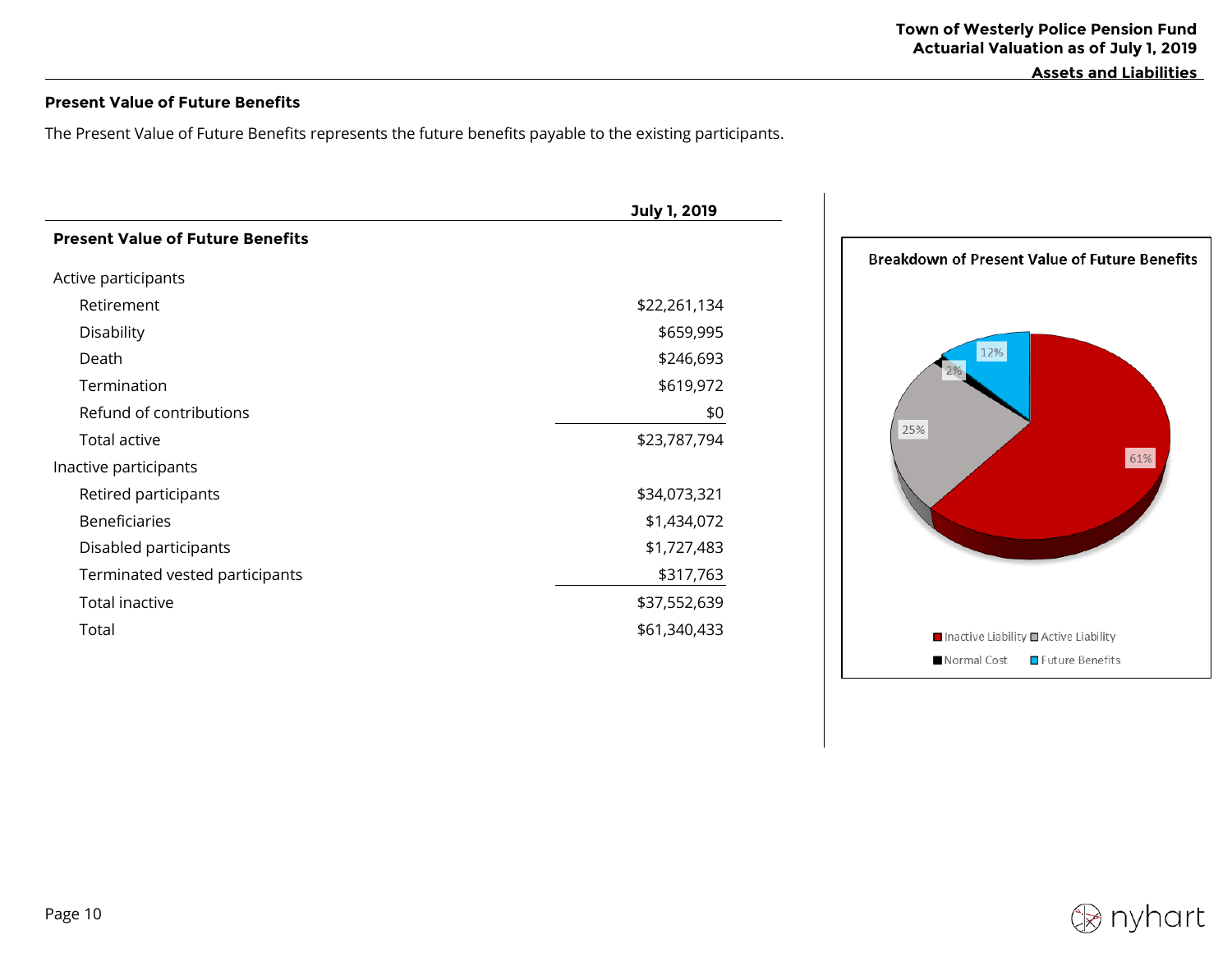## Present Value of Future Benefits

The Present Value of Future Benefits represents the future benefits payable to the existing participants.

| | July 1, 2019 |
|---|---|
| **Present Value of Future Benefits** | |
| Active participants | |
| Retirement | $22,261,134 |
| Disability | $659,995 |
| Death | $246,693 |
| Termination | $619,972 |
| Refund of contributions | $0 |
| Total active | $23,787,794 |
| Inactive participants | |
| Retired participants | $34,073,321 |
| Beneficiaries | $1,434,072 |
| Disabled participants | $1,727,483 |
| Terminated vested participants | $317,763 |
| Total inactive | $37,552,639 |
| Total | $61,340,433 |

**Breakdown of Present Value of Future Benefits**

| Component | Percentage |
|---|---|
| Inactive Liability | 61% |
| Active Liability | 25% |
| Normal Cost | 2% |
| Future Benefits | 12% |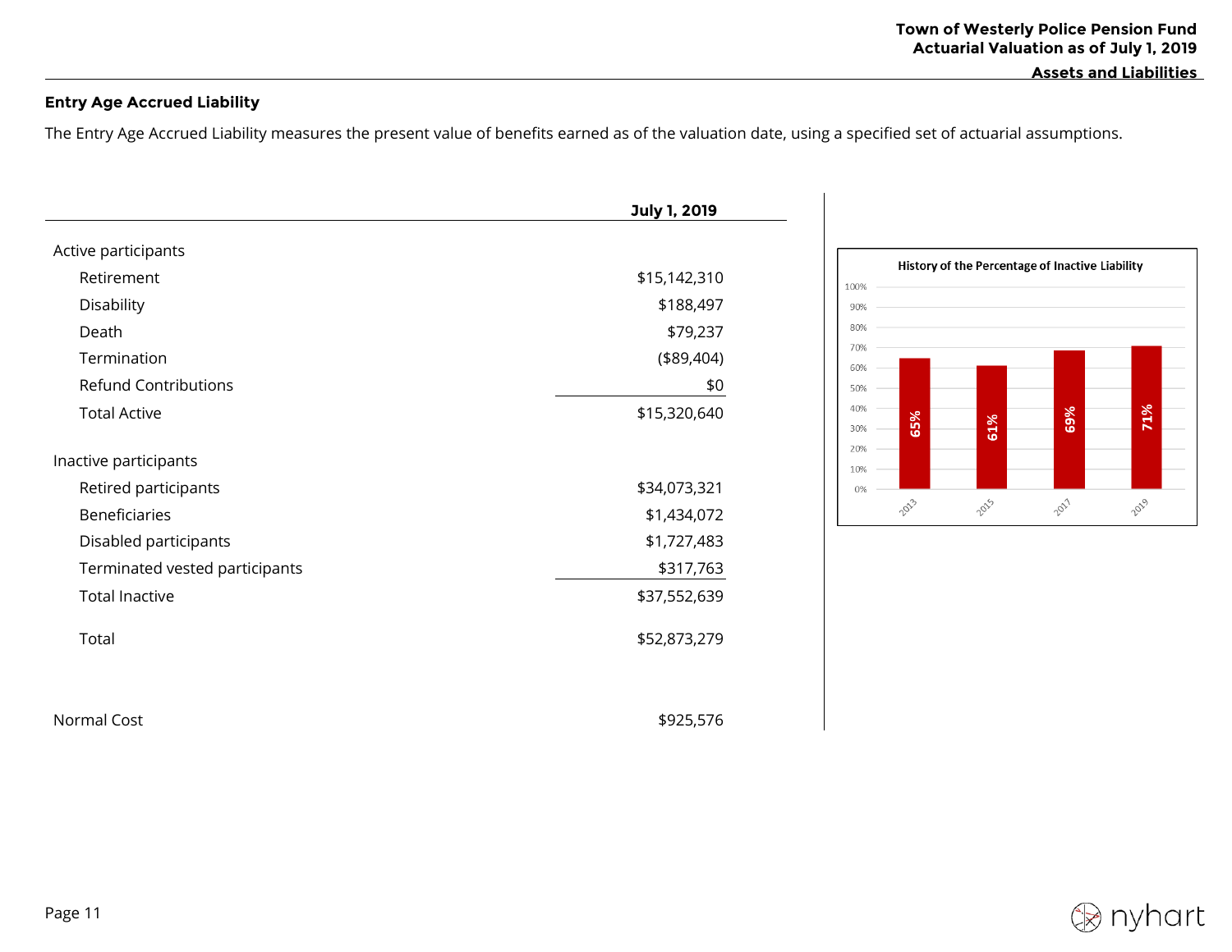## Entry Age Accrued Liability

The Entry Age Accrued Liability measures the present value of benefits earned as of the valuation date, using a specified set of actuarial assumptions.

| | July 1, 2019 |
|---|---|
| **Active participants** | |
| Retirement | $15,142,310 |
| Disability | $188,497 |
| Death | $79,237 |
| Termination | ($89,404) |
| Refund Contributions | $0 |
| Total Active | $15,320,640 |
| **Inactive participants** | |
| Retired participants | $34,073,321 |
| Beneficiaries | $1,434,072 |
| Disabled participants | $1,727,483 |
| Terminated vested participants | $317,763 |
| Total Inactive | $37,552,639 |
| Total | $52,873,279 |
| Normal Cost | $925,576 |

**History of the Percentage of Inactive Liability**

| Year | Percentage |
|---|---|
| 2013 | 65% |
| 2015 | 61% |
| 2017 | 69% |
| 2019 | 71% |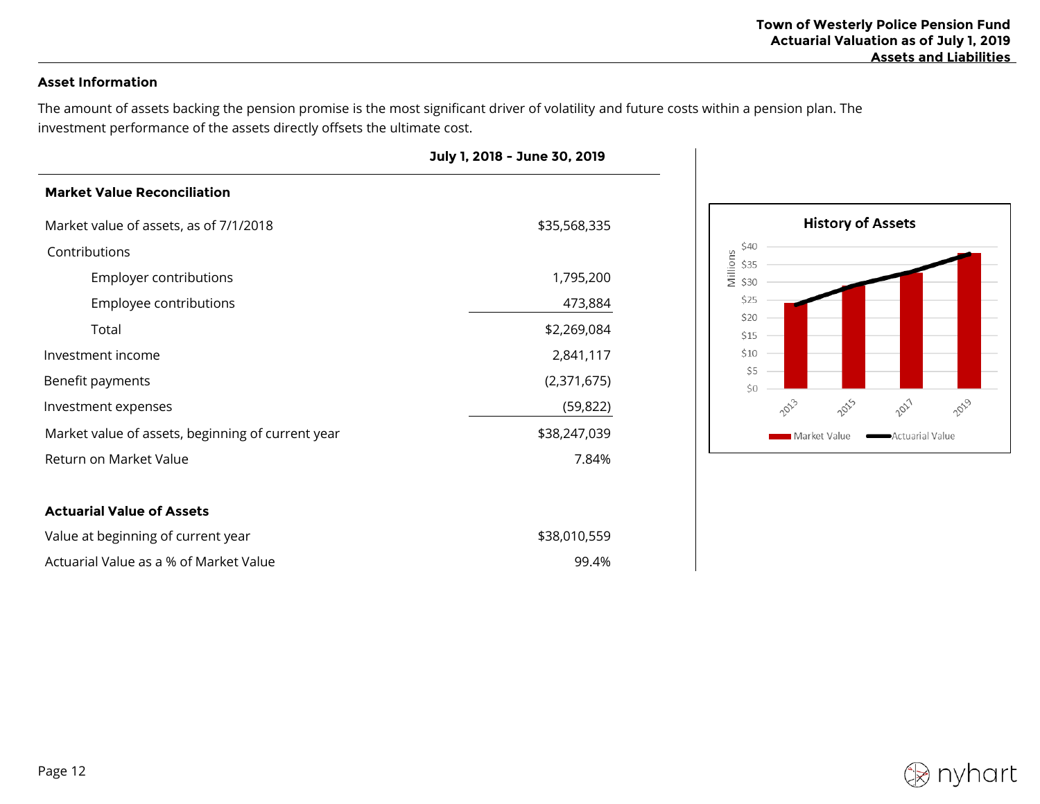## Asset Information

The amount of assets backing the pension promise is the most significant driver of volatility and future costs within a pension plan. The investment performance of the assets directly offsets the ultimate cost.

| | July 1, 2018 - June 30, 2019 |
|---|---|
| **Market Value Reconciliation** | |
| Market value of assets, as of 7/1/2018 | $35,568,335 |
| Contributions | |
| Employer contributions | 1,795,200 |
| Employee contributions | 473,884 |
| Total | $2,269,084 |
| Investment income | 2,841,117 |
| Benefit payments | (2,371,675) |
| Investment expenses | (59,822) |
| Market value of assets, beginning of current year | $38,247,039 |
| Return on Market Value | 7.84% |
| | |
| **Actuarial Value of Assets** | |
| Value at beginning of current year | $38,010,559 |
| Actuarial Value as a % of Market Value | 99.4% |

**History of Assets**

Millions: $0, $5, $10, $15, $20, $25, $30, $35, $40

2013, 2015, 2017, 2019

Market Value — Actuarial Value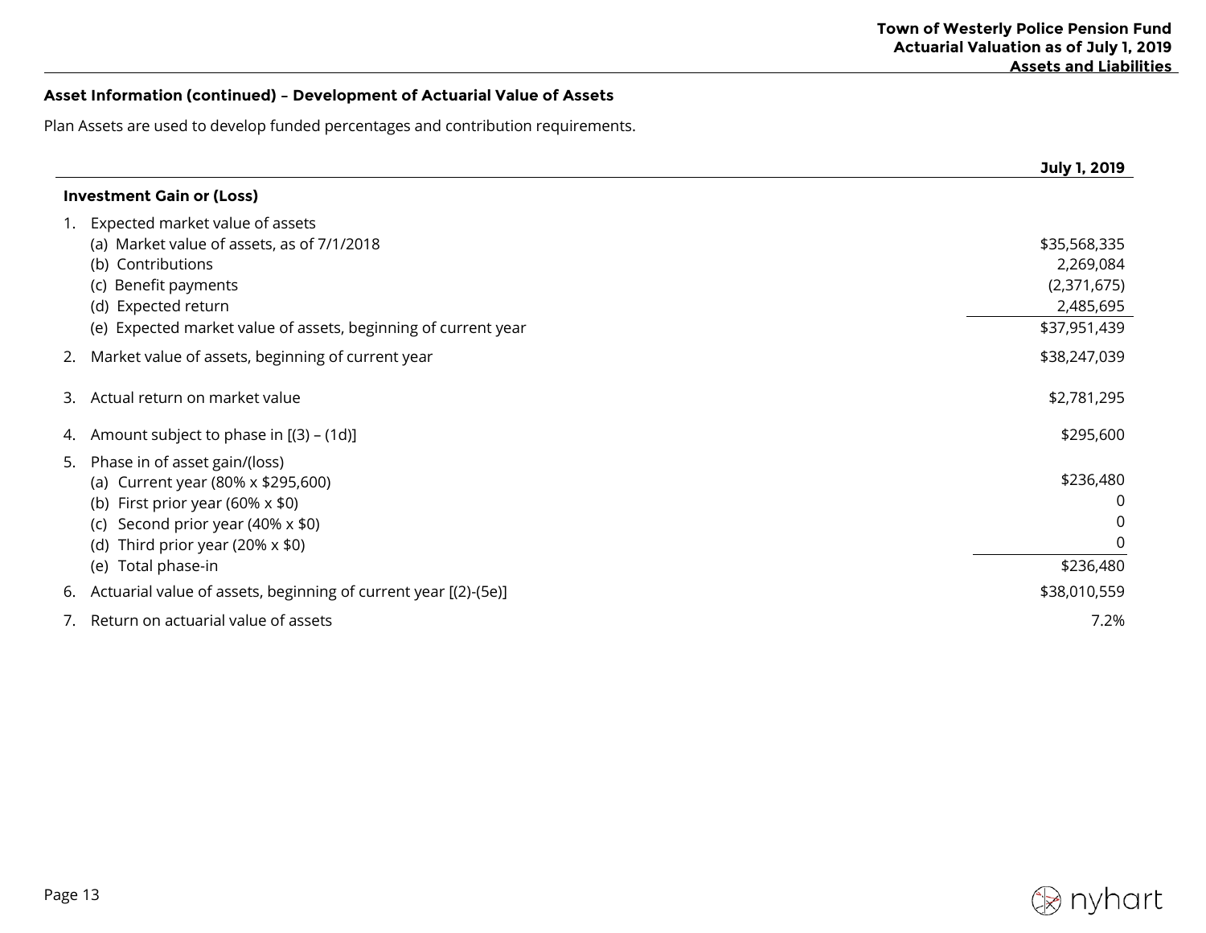### Asset Information (continued) – Development of Actuarial Value of Assets

Plan Assets are used to develop funded percentages and contribution requirements.

| | July 1, 2019 |
|---|---:|
| **Investment Gain or (Loss)** | |
| 1. Expected market value of assets | |
| (a) Market value of assets, as of 7/1/2018 | $35,568,335 |
| (b) Contributions | 2,269,084 |
| (c) Benefit payments | (2,371,675) |
| (d) Expected return | 2,485,695 |
| (e) Expected market value of assets, beginning of current year | $37,951,439 |
| 2. Market value of assets, beginning of current year | $38,247,039 |
| 3. Actual return on market value | $2,781,295 |
| 4. Amount subject to phase in [(3) – (1d)] | $295,600 |
| 5. Phase in of asset gain/(loss) | |
| (a) Current year (80% x $295,600) | $236,480 |
| (b) First prior year (60% x $0) | 0 |
| (c) Second prior year (40% x $0) | 0 |
| (d) Third prior year (20% x $0) | 0 |
| (e) Total phase-in | $236,480 |
| 6. Actuarial value of assets, beginning of current year [(2)-(5e)] | $38,010,559 |
| 7. Return on actuarial value of assets | 7.2% |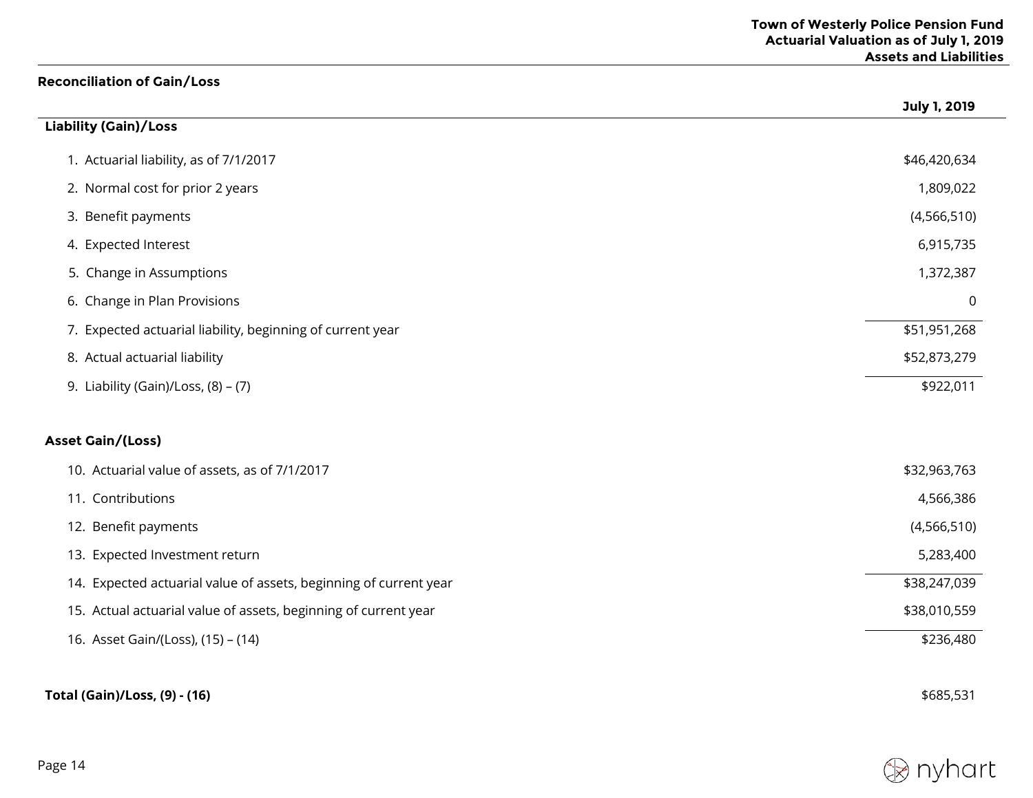## Reconciliation of Gain/Loss

| | July 1, 2019 |
|---|---|
| **Liability (Gain)/Loss** | |
| 1. Actuarial liability, as of 7/1/2017 | $46,420,634 |
| 2. Normal cost for prior 2 years | 1,809,022 |
| 3. Benefit payments | (4,566,510) |
| 4. Expected Interest | 6,915,735 |
| 5. Change in Assumptions | 1,372,387 |
| 6. Change in Plan Provisions | 0 |
| 7. Expected actuarial liability, beginning of current year | $51,951,268 |
| 8. Actual actuarial liability | $52,873,279 |
| 9. Liability (Gain)/Loss, (8) – (7) | $922,011 |
| | |
| **Asset Gain/(Loss)** | |
| 10. Actuarial value of assets, as of 7/1/2017 | $32,963,763 |
| 11. Contributions | 4,566,386 |
| 12. Benefit payments | (4,566,510) |
| 13. Expected Investment return | 5,283,400 |
| 14. Expected actuarial value of assets, beginning of current year | $38,247,039 |
| 15. Actual actuarial value of assets, beginning of current year | $38,010,559 |
| 16. Asset Gain/(Loss), (15) – (14) | $236,480 |
| | |
| **Total (Gain)/Loss, (9) - (16)** | $685,531 |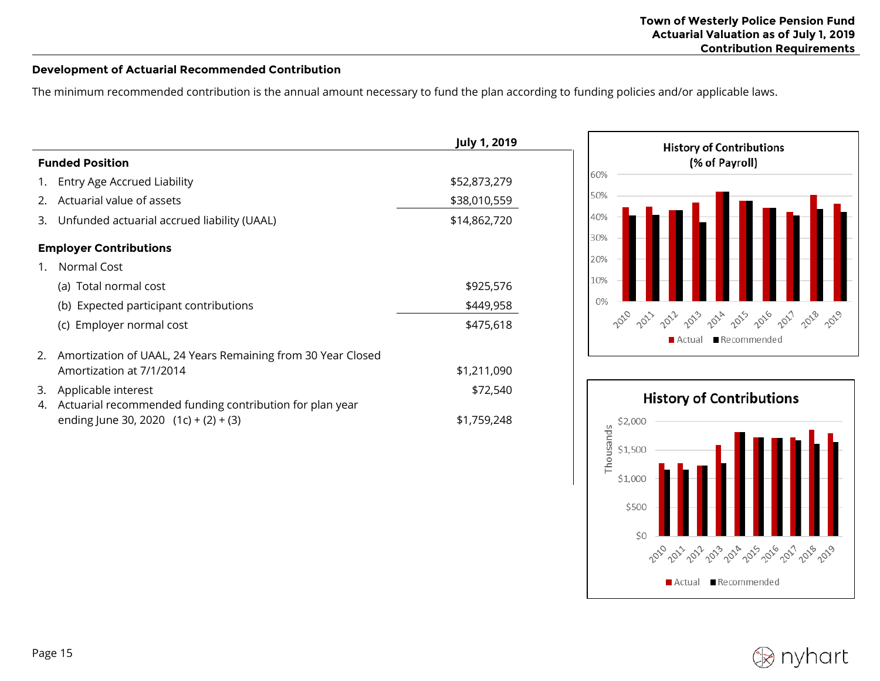## Development of Actuarial Recommended Contribution

The minimum recommended contribution is the annual amount necessary to fund the plan according to funding policies and/or applicable laws.

| | July 1, 2019 |
|---|---|
| **Funded Position** | |
| 1. Entry Age Accrued Liability | $52,873,279 |
| 2. Actuarial value of assets | $38,010,559 |
| 3. Unfunded actuarial accrued liability (UAAL) | $14,862,720 |
| **Employer Contributions** | |
| 1. Normal Cost | |
| (a) Total normal cost | $925,576 |
| (b) Expected participant contributions | $449,958 |
| (c) Employer normal cost | $475,618 |
| 2. Amortization of UAAL, 24 Years Remaining from 30 Year Closed Amortization at 7/1/2014 | $1,211,090 |
| 3. Applicable interest | $72,540 |
| 4. Actuarial recommended funding contribution for plan year ending June 30, 2020 (1c) + (2) + (3) | $1,759,248 |

**History of Contributions (% of Payroll)**

**History of Contributions**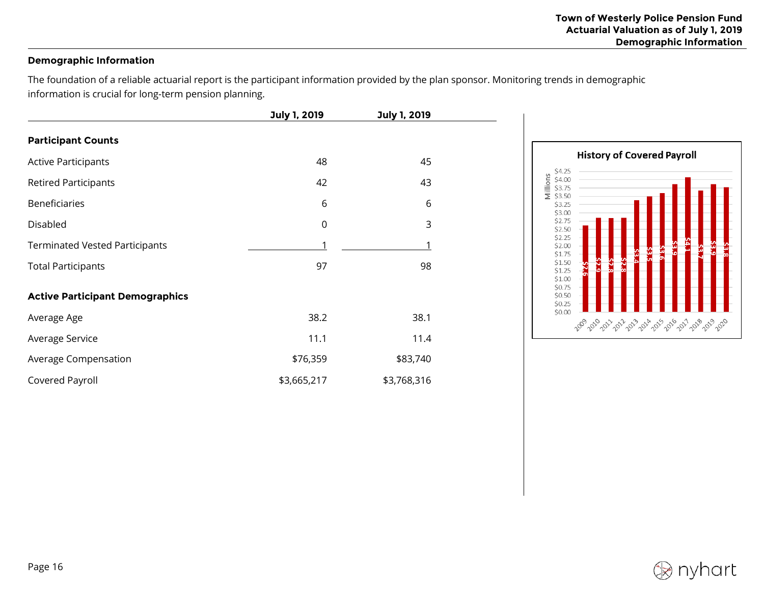## Demographic Information

The foundation of a reliable actuarial report is the participant information provided by the plan sponsor. Monitoring trends in demographic information is crucial for long-term pension planning.

| | July 1, 2019 | July 1, 2019 |
|---|---|---|
| **Participant Counts** | | |
| Active Participants | 48 | 45 |
| Retired Participants | 42 | 43 |
| Beneficiaries | 6 | 6 |
| Disabled | 0 | 3 |
| Terminated Vested Participants | 1 | 1 |
| Total Participants | 97 | 98 |
| **Active Participant Demographics** | | |
| Average Age | 38.2 | 38.1 |
| Average Service | 11.1 | 11.4 |
| Average Compensation | $76,359 | $83,740 |
| Covered Payroll | $3,665,217 | $3,768,316 |

**History of Covered Payroll** (Millions)

| Year | Covered Payroll |
|---|---|
| 2009 | $2.6 |
| 2010 | $2.9 |
| 2011 | $2.8 |
| 2012 | $2.8 |
| 2013 | $3.4 |
| 2014 | $3.5 |
| 2015 | $3.6 |
| 2016 | $3.9 |
| 2017 | $4.1 |
| 2018 | $3.7 |
| 2019 | $3.9 |
| 2020 | $3.8 |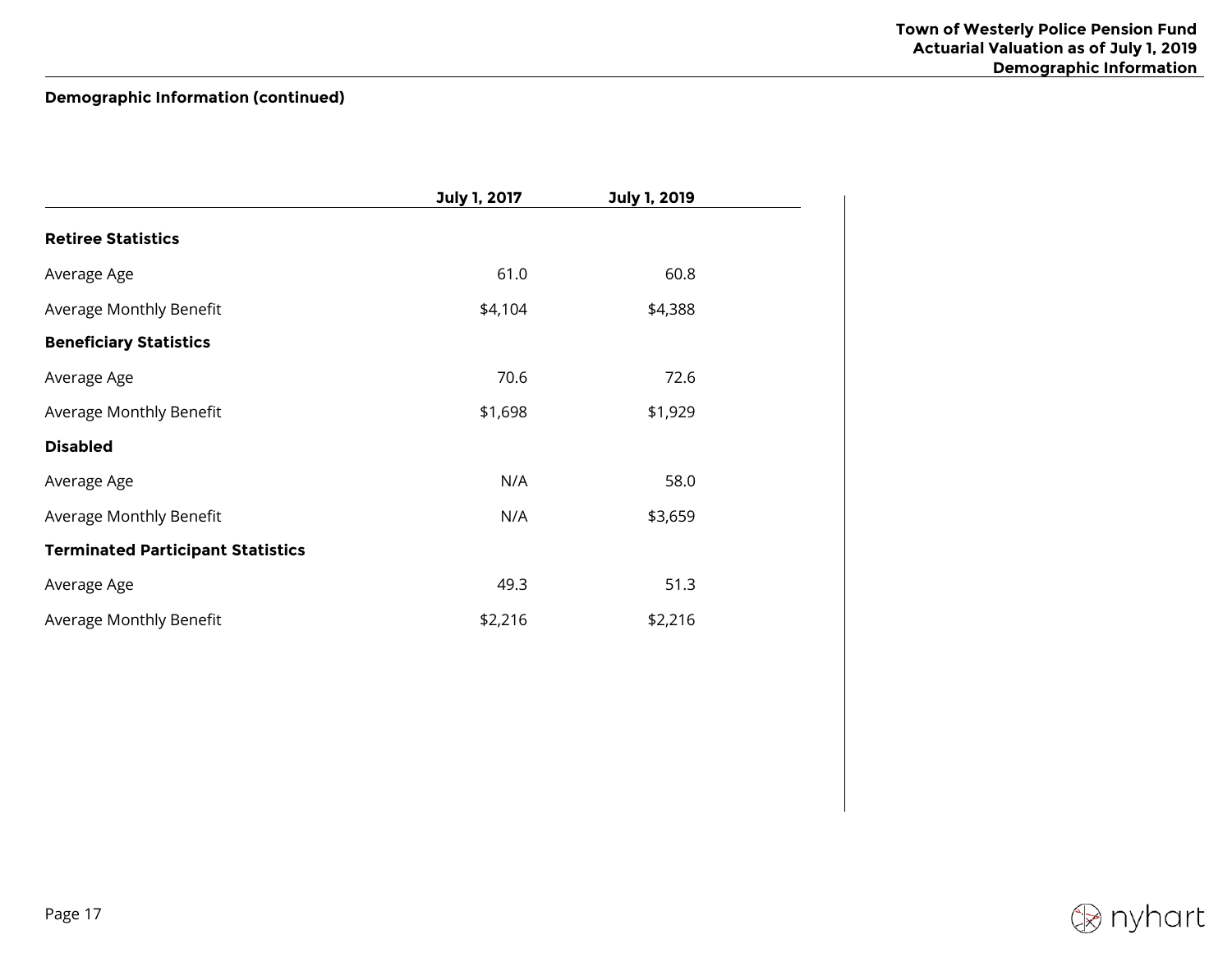**Demographic Information (continued)**

| | July 1, 2017 | July 1, 2019 |
|---|---|---|
| **Retiree Statistics** | | |
| Average Age | 61.0 | 60.8 |
| Average Monthly Benefit | $4,104 | $4,388 |
| **Beneficiary Statistics** | | |
| Average Age | 70.6 | 72.6 |
| Average Monthly Benefit | $1,698 | $1,929 |
| **Disabled** | | |
| Average Age | N/A | 58.0 |
| Average Monthly Benefit | N/A | $3,659 |
| **Terminated Participant Statistics** | | |
| Average Age | 49.3 | 51.3 |
| Average Monthly Benefit | $2,216 | $2,216 |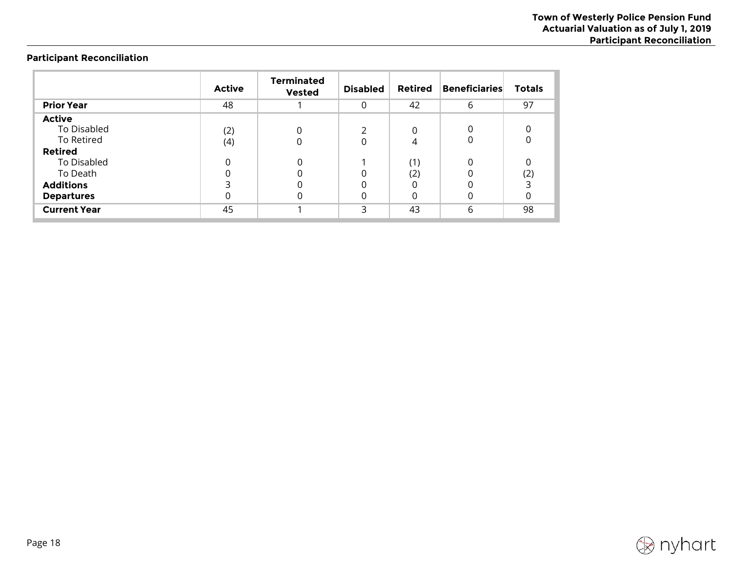## Participant Reconciliation

| | Active | Terminated Vested | Disabled | Retired | Beneficiaries | Totals |
|---|---|---|---|---|---|---|
| **Prior Year** | 48 | 1 | 0 | 42 | 6 | 97 |
| **Active** | | | | | | |
| To Disabled | (2) | 0 | 2 | 0 | 0 | 0 |
| To Retired | (4) | 0 | 0 | 4 | 0 | 0 |
| **Retired** | | | | | | |
| To Disabled | 0 | 0 | 1 | (1) | 0 | 0 |
| To Death | 0 | 0 | 0 | (2) | 0 | (2) |
| **Additions** | 3 | 0 | 0 | 0 | 0 | 3 |
| **Departures** | 0 | 0 | 0 | 0 | 0 | 0 |
| **Current Year** | 45 | 1 | 3 | 43 | 6 | 98 |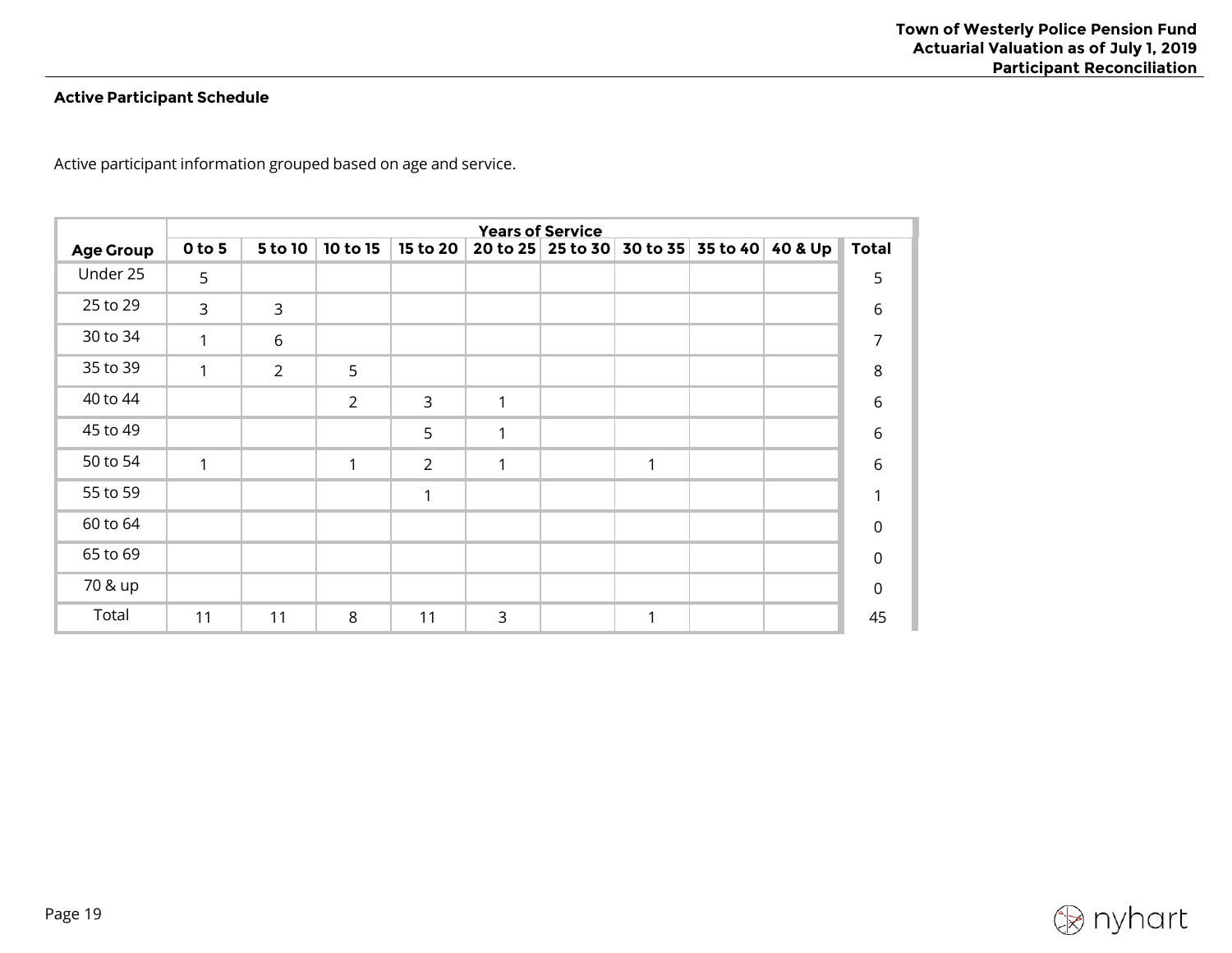### Active Participant Schedule

Active participant information grouped based on age and service.

| | Years of Service | | | | | | | | | |
|---|---|---|---|---|---|---|---|---|---|---|
| **Age Group** | **0 to 5** | **5 to 10** | **10 to 15** | **15 to 20** | **20 to 25** | **25 to 30** | **30 to 35** | **35 to 40** | **40 & Up** | **Total** |
| Under 25 | 5 | | | | | | | | | 5 |
| 25 to 29 | 3 | 3 | | | | | | | | 6 |
| 30 to 34 | 1 | 6 | | | | | | | | 7 |
| 35 to 39 | 1 | 2 | 5 | | | | | | | 8 |
| 40 to 44 | | | 2 | 3 | 1 | | | | | 6 |
| 45 to 49 | | | | 5 | 1 | | | | | 6 |
| 50 to 54 | 1 | | 1 | 2 | 1 | | 1 | | | 6 |
| 55 to 59 | | | | 1 | | | | | | 1 |
| 60 to 64 | | | | | | | | | | 0 |
| 65 to 69 | | | | | | | | | | 0 |
| 70 & up | | | | | | | | | | 0 |
| Total | 11 | 11 | 8 | 11 | 3 | | 1 | | | 45 |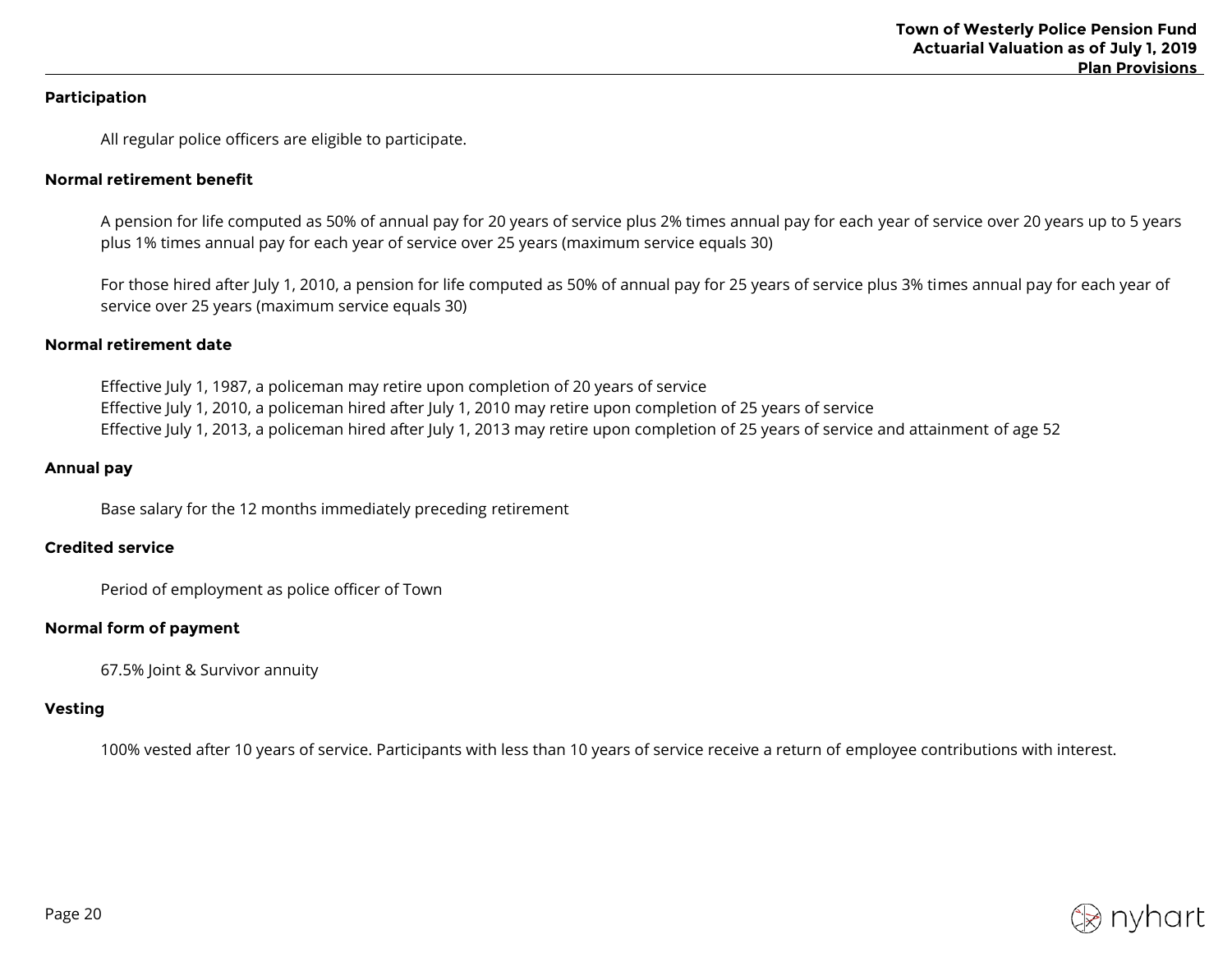## Participation

All regular police officers are eligible to participate.

## Normal retirement benefit

A pension for life computed as 50% of annual pay for 20 years of service plus 2% times annual pay for each year of service over 20 years up to 5 years plus 1% times annual pay for each year of service over 25 years (maximum service equals 30)

For those hired after July 1, 2010, a pension for life computed as 50% of annual pay for 25 years of service plus 3% times annual pay for each year of service over 25 years (maximum service equals 30)

## Normal retirement date

Effective July 1, 1987, a policeman may retire upon completion of 20 years of service
Effective July 1, 2010, a policeman hired after July 1, 2010 may retire upon completion of 25 years of service
Effective July 1, 2013, a policeman hired after July 1, 2013 may retire upon completion of 25 years of service and attainment of age 52

## Annual pay

Base salary for the 12 months immediately preceding retirement

## Credited service

Period of employment as police officer of Town

## Normal form of payment

67.5% Joint & Survivor annuity

## Vesting

100% vested after 10 years of service. Participants with less than 10 years of service receive a return of employee contributions with interest.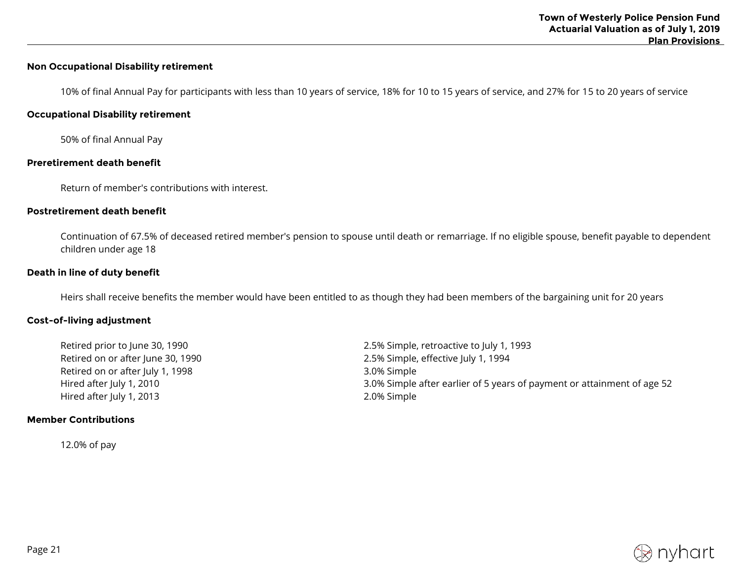**Non Occupational Disability retirement**

10% of final Annual Pay for participants with less than 10 years of service, 18% for 10 to 15 years of service, and 27% for 15 to 20 years of service

**Occupational Disability retirement**

50% of final Annual Pay

**Preretirement death benefit**

Return of member's contributions with interest.

**Postretirement death benefit**

Continuation of 67.5% of deceased retired member's pension to spouse until death or remarriage. If no eligible spouse, benefit payable to dependent children under age 18

**Death in line of duty benefit**

Heirs shall receive benefits the member would have been entitled to as though they had been members of the bargaining unit for 20 years

**Cost-of-living adjustment**

| | |
|---|---|
| Retired prior to June 30, 1990 | 2.5% Simple, retroactive to July 1, 1993 |
| Retired on or after June 30, 1990 | 2.5% Simple, effective July 1, 1994 |
| Retired on or after July 1, 1998 | 3.0% Simple |
| Hired after July 1, 2010 | 3.0% Simple after earlier of 5 years of payment or attainment of age 52 |
| Hired after July 1, 2013 | 2.0% Simple |

**Member Contributions**

12.0% of pay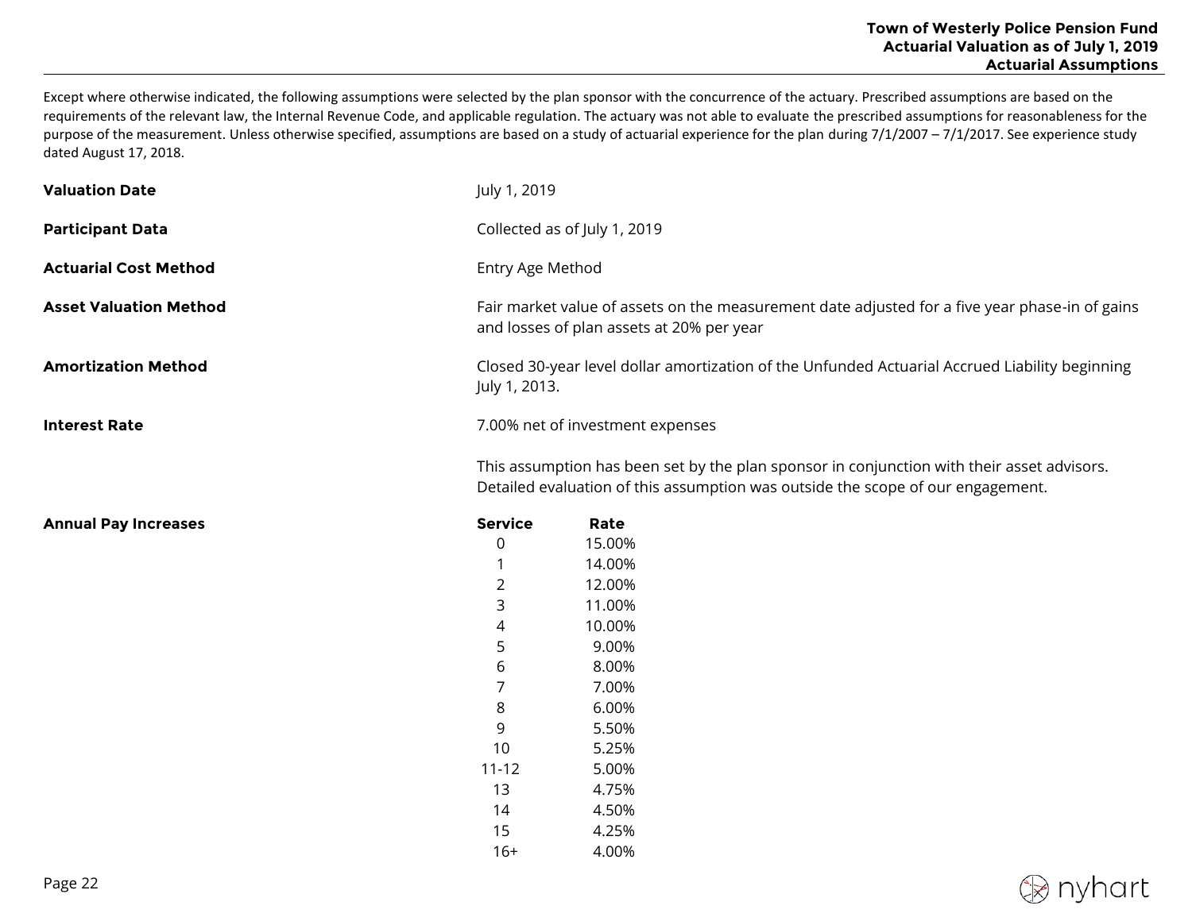Except where otherwise indicated, the following assumptions were selected by the plan sponsor with the concurrence of the actuary. Prescribed assumptions are based on the requirements of the relevant law, the Internal Revenue Code, and applicable regulation. The actuary was not able to evaluate the prescribed assumptions for reasonableness for the purpose of the measurement. Unless otherwise specified, assumptions are based on a study of actuarial experience for the plan during 7/1/2007 – 7/1/2017. See experience study dated August 17, 2018.

**Valuation Date**

July 1, 2019

**Participant Data**

Collected as of July 1, 2019

**Actuarial Cost Method**

Entry Age Method

**Asset Valuation Method**

Fair market value of assets on the measurement date adjusted for a five year phase-in of gains and losses of plan assets at 20% per year

**Amortization Method**

Closed 30-year level dollar amortization of the Unfunded Actuarial Accrued Liability beginning July 1, 2013.

**Interest Rate**

7.00% net of investment expenses

This assumption has been set by the plan sponsor in conjunction with their asset advisors. Detailed evaluation of this assumption was outside the scope of our engagement.

**Annual Pay Increases**

| Service | Rate |
|---|---|
| 0 | 15.00% |
| 1 | 14.00% |
| 2 | 12.00% |
| 3 | 11.00% |
| 4 | 10.00% |
| 5 | 9.00% |
| 6 | 8.00% |
| 7 | 7.00% |
| 8 | 6.00% |
| 9 | 5.50% |
| 10 | 5.25% |
| 11-12 | 5.00% |
| 13 | 4.75% |
| 14 | 4.50% |
| 15 | 4.25% |
| 16+ | 4.00% |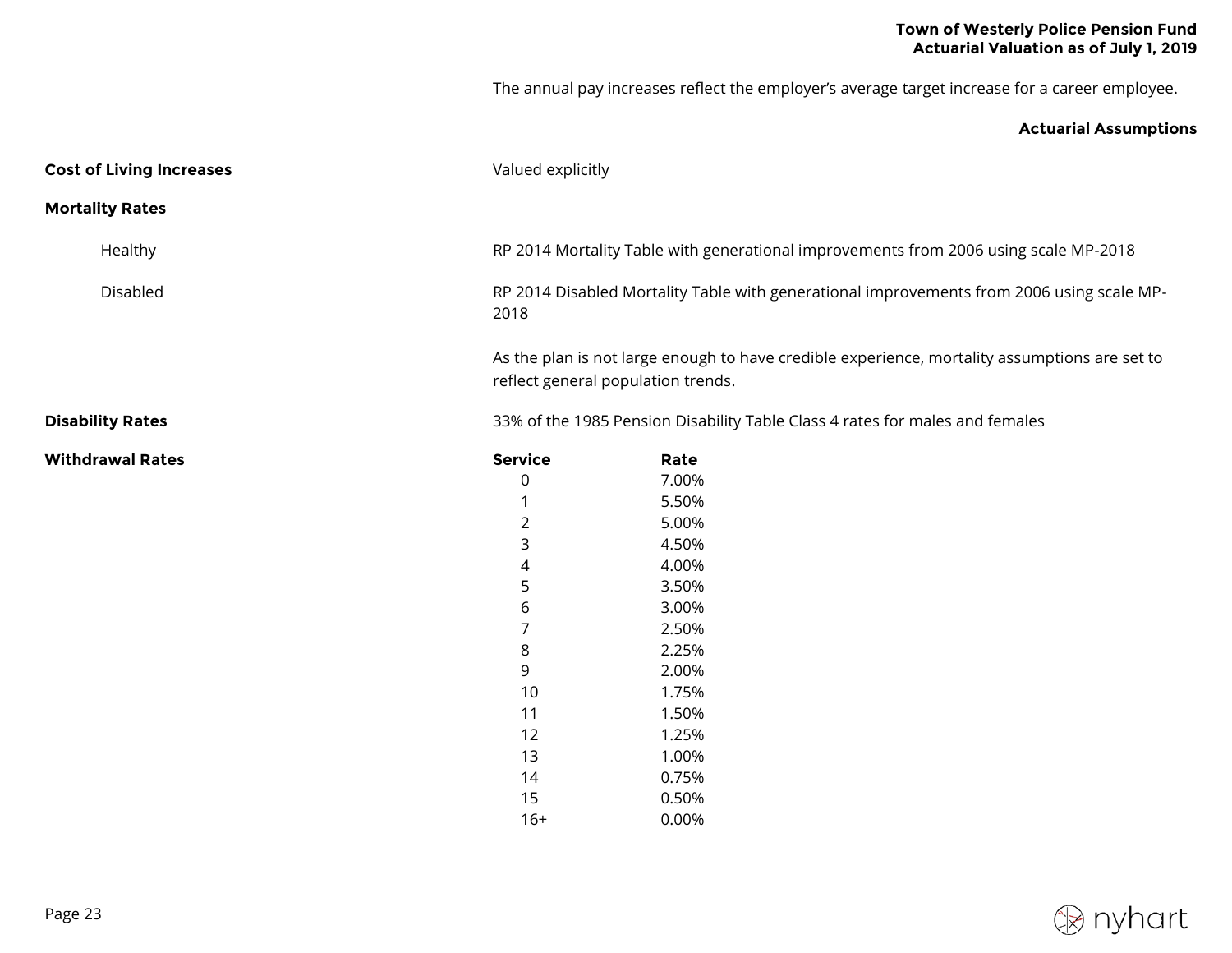The annual pay increases reflect the employer's average target increase for a career employee.

## Actuarial Assumptions

**Cost of Living Increases**

Valued explicitly

**Mortality Rates**

Healthy

RP 2014 Mortality Table with generational improvements from 2006 using scale MP-2018

Disabled

RP 2014 Disabled Mortality Table with generational improvements from 2006 using scale MP-2018

As the plan is not large enough to have credible experience, mortality assumptions are set to reflect general population trends.

**Disability Rates**

33% of the 1985 Pension Disability Table Class 4 rates for males and females

**Withdrawal Rates**

| Service | Rate |
|---|---|
| 0 | 7.00% |
| 1 | 5.50% |
| 2 | 5.00% |
| 3 | 4.50% |
| 4 | 4.00% |
| 5 | 3.50% |
| 6 | 3.00% |
| 7 | 2.50% |
| 8 | 2.25% |
| 9 | 2.00% |
| 10 | 1.75% |
| 11 | 1.50% |
| 12 | 1.25% |
| 13 | 1.00% |
| 14 | 0.75% |
| 15 | 0.50% |
| 16+ | 0.00% |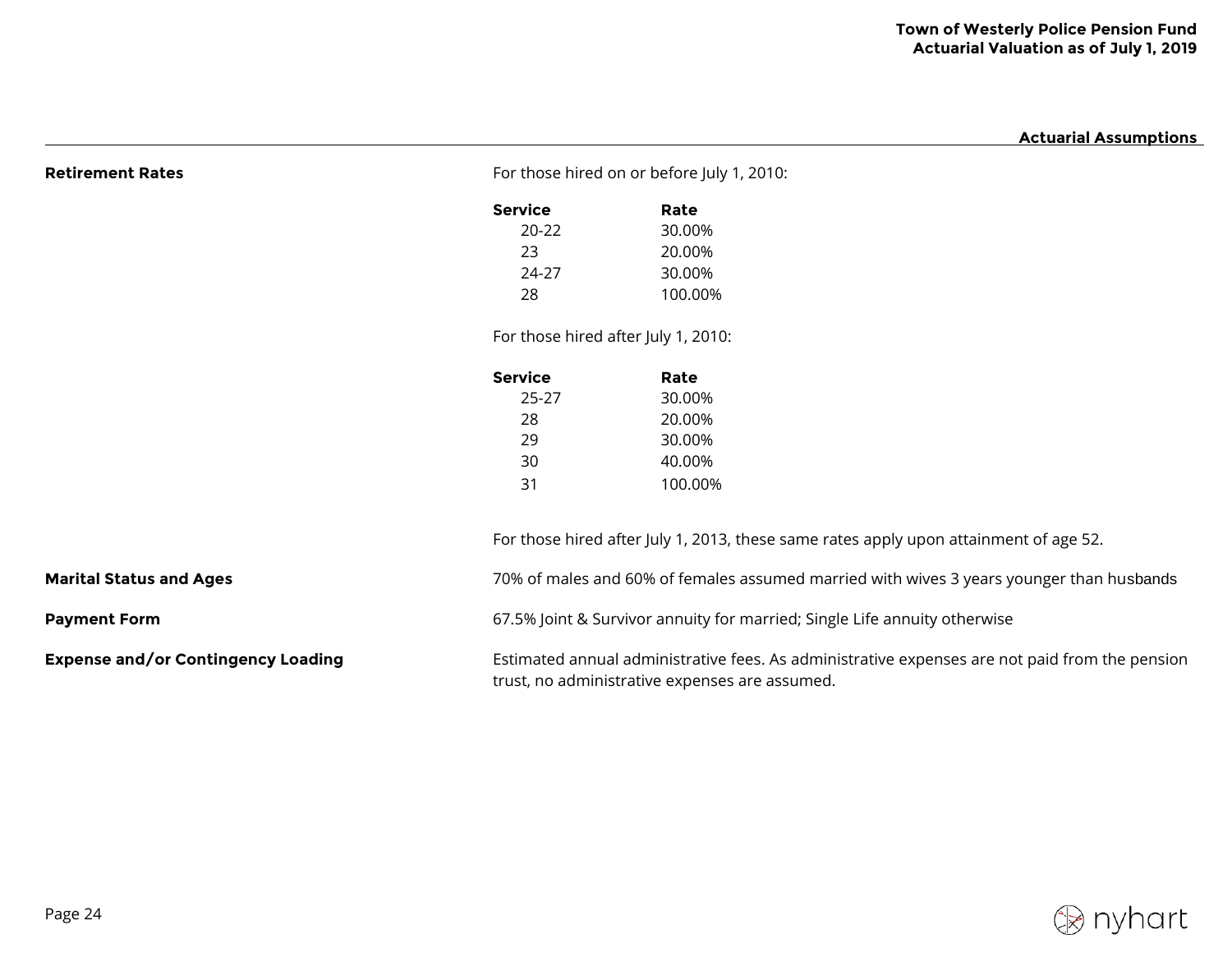## Actuarial Assumptions

**Retirement Rates**

For those hired on or before July 1, 2010:

| Service | Rate |
|---|---|
| 20-22 | 30.00% |
| 23 | 20.00% |
| 24-27 | 30.00% |
| 28 | 100.00% |

For those hired after July 1, 2010:

| Service | Rate |
|---|---|
| 25-27 | 30.00% |
| 28 | 20.00% |
| 29 | 30.00% |
| 30 | 40.00% |
| 31 | 100.00% |

For those hired after July 1, 2013, these same rates apply upon attainment of age 52.

**Marital Status and Ages**

70% of males and 60% of females assumed married with wives 3 years younger than husbands

**Payment Form**

67.5% Joint & Survivor annuity for married; Single Life annuity otherwise

**Expense and/or Contingency Loading**

Estimated annual administrative fees. As administrative expenses are not paid from the pension trust, no administrative expenses are assumed.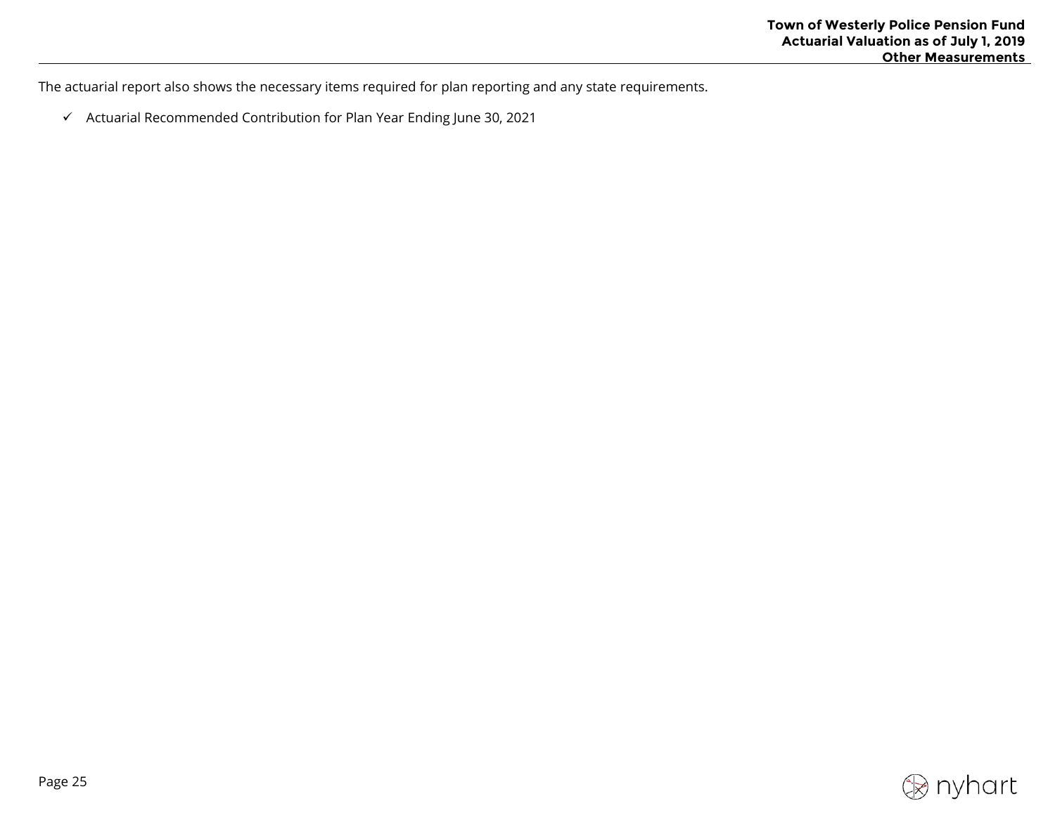The actuarial report also shows the necessary items required for plan reporting and any state requirements.

- ✓ Actuarial Recommended Contribution for Plan Year Ending June 30, 2021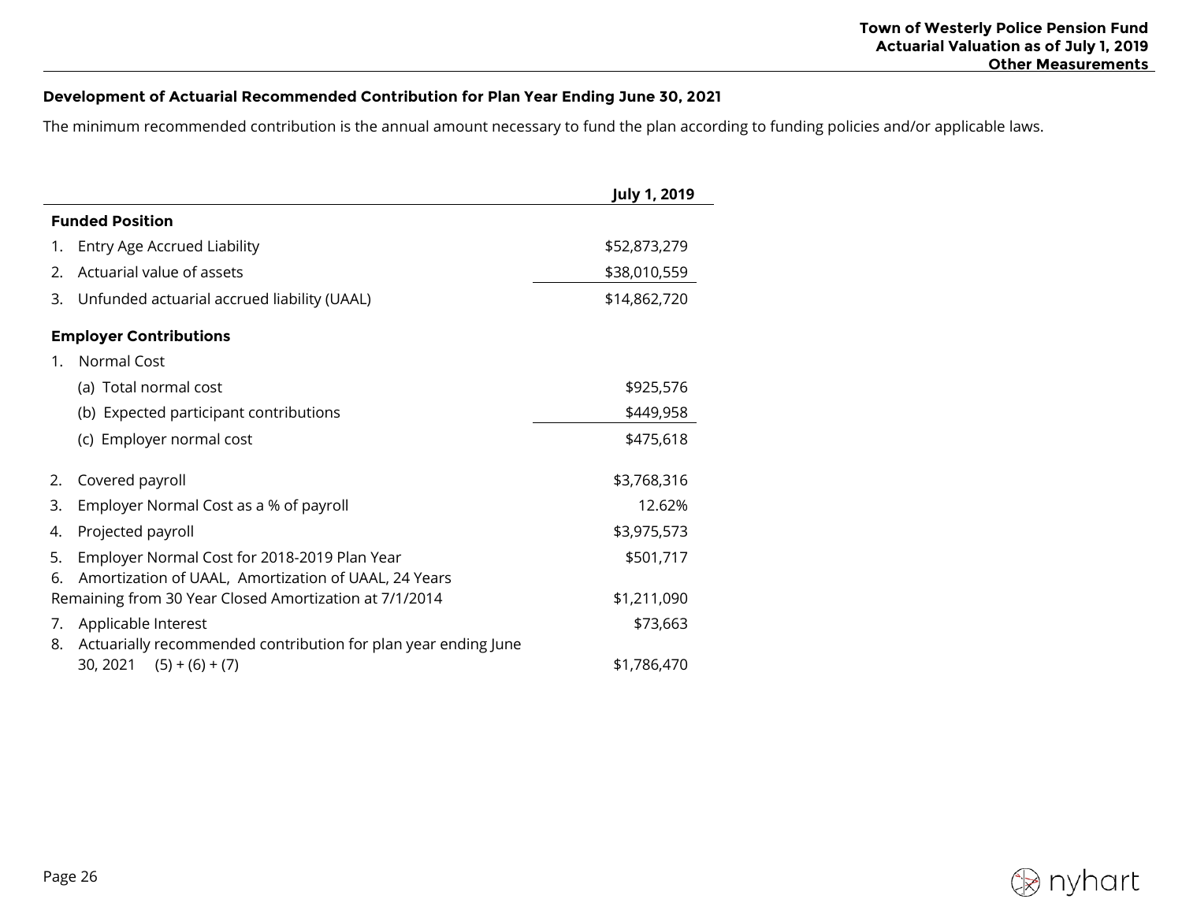**Development of Actuarial Recommended Contribution for Plan Year Ending June 30, 2021**

The minimum recommended contribution is the annual amount necessary to fund the plan according to funding policies and/or applicable laws.

| | July 1, 2019 |
|---|---|
| **Funded Position** | |
| 1. Entry Age Accrued Liability | $52,873,279 |
| 2. Actuarial value of assets | $38,010,559 |
| 3. Unfunded actuarial accrued liability (UAAL) | $14,862,720 |
| **Employer Contributions** | |
| 1. Normal Cost | |
| (a) Total normal cost | $925,576 |
| (b) Expected participant contributions | $449,958 |
| (c) Employer normal cost | $475,618 |
| 2. Covered payroll | $3,768,316 |
| 3. Employer Normal Cost as a % of payroll | 12.62% |
| 4. Projected payroll | $3,975,573 |
| 5. Employer Normal Cost for 2018-2019 Plan Year | $501,717 |
| 6. Amortization of UAAL, Amortization of UAAL, 24 Years Remaining from 30 Year Closed Amortization at 7/1/2014 | $1,211,090 |
| 7. Applicable Interest | $73,663 |
| 8. Actuarially recommended contribution for plan year ending June 30, 2021 (5) + (6) + (7) | $1,786,470 |